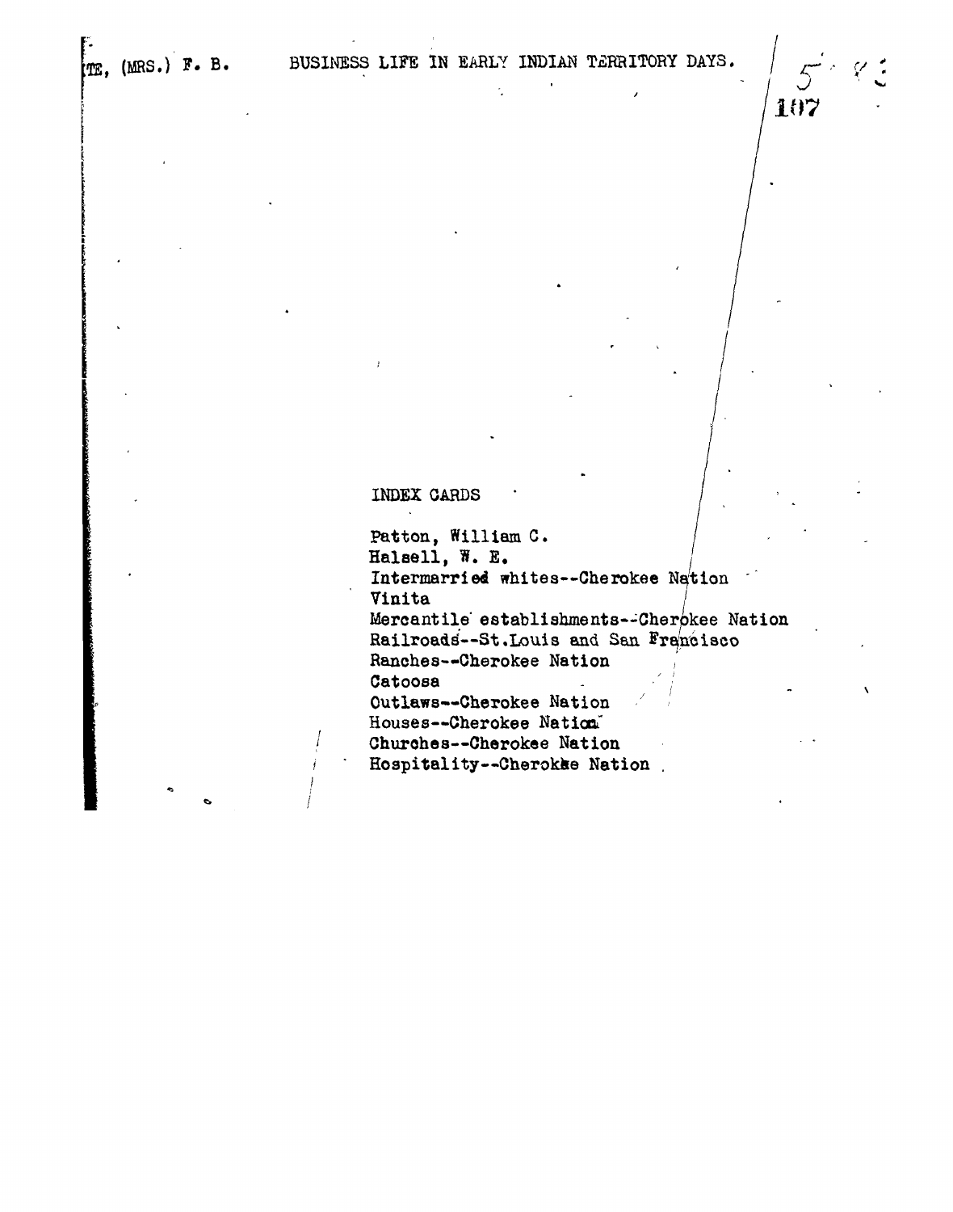TE, (MRS.) F. B. BUSINESS LIFE IN EARLY INDIAN TERRITORY DAYS.

INDEX CARDS

Patton, William C.
Halsell, W. E.
Intermarried whites--Cherokee Nation
Vinita
Mercantile establishments--Cherokee Nation
Railroads--St.Louis and San Francisco
Ranches--Cherokee Nation
Catoosa
Outlaws--Cherokee Nation
Houses--Cherokee Nation
Churches--Cherokee Nation
Hospitality--Cherokee Nation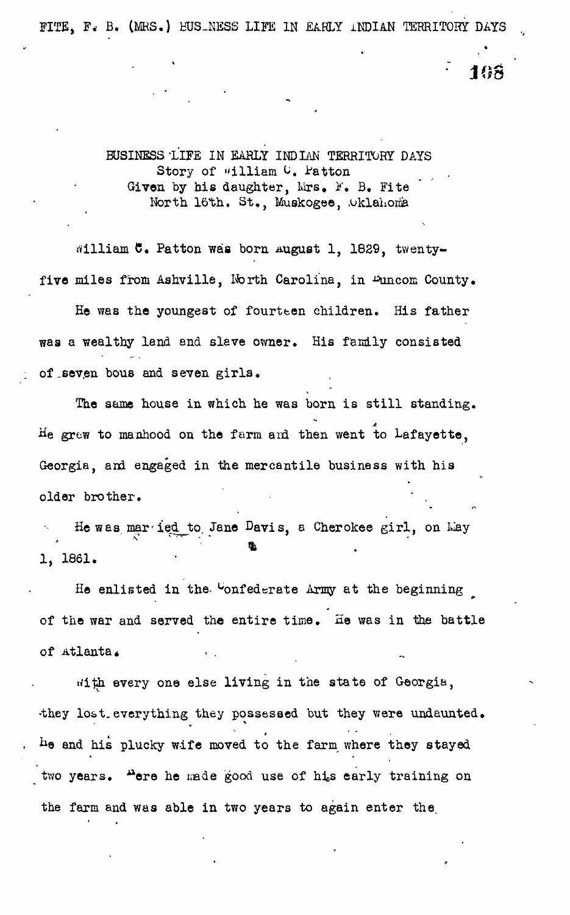BUSINESS LIFE IN EARLY INDIAN TERRITORY DAYS
Story of William C. Patton
Given by his daughter, Mrs. F. B. Fite
North 16th. St., Muskogee, Oklahoma

William C. Patton was born August 1, 1829, twenty-five miles from Ashville, North Carolina, in Buncom County.

He was the youngest of fourteen children. His father was a wealthy land and slave owner. His family consisted of seven bous and seven girls.

The same house in which he was born is still standing. He grew to manhood on the farm and then went to Lafayette, Georgia, and engaged in the mercantile business with his older brother.

He was married to Jane Davis, a Cherokee girl, on May 1, 1861.

He enlisted in the Confederate Army at the beginning of the war and served the entire time. He was in the battle of Atlanta.

With every one else living in the state of Georgia, they lost everything they possessed but they were undaunted. He and his plucky wife moved to the farm where they stayed two years. Here he made good use of his early training on the farm and was able in two years to again enter the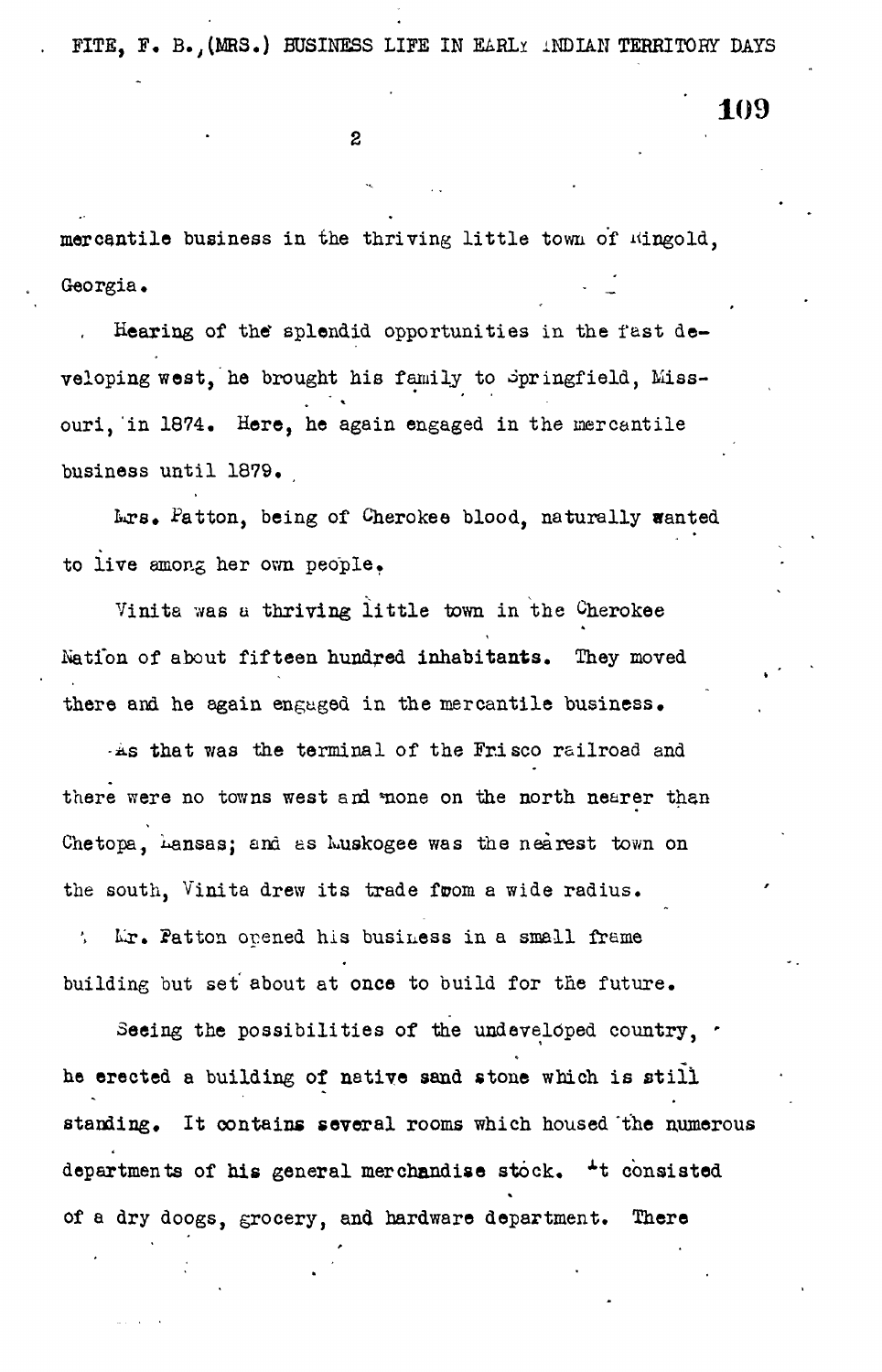mercantile business in the thriving little town of Ringold, Georgia.

Hearing of the splendid opportunities in the fast developing west, he brought his family to Springfield, Missouri, in 1874. Here, he again engaged in the mercantile business until 1879.

Mrs. Patton, being of Cherokee blood, naturally wanted to live among her own people.

Vinita was a thriving little town in the Cherokee Nation of about fifteen hundred inhabitants. They moved there and he again engaged in the mercantile business.

As that was the terminal of the Frisco railroad and there were no towns west and none on the north nearer than Chetopa, Kansas; and as Muskogee was the nearest town on the south, Vinita drew its trade from a wide radius.

Mr. Patton opened his business in a small frame building but set about at once to build for the future.

Seeing the possibilities of the undeveloped country, he erected a building of native sand stone which is still standing. It contains several rooms which housed the numerous departments of his general merchandise stock. It consisted of a dry doogs, grocery, and hardware department. There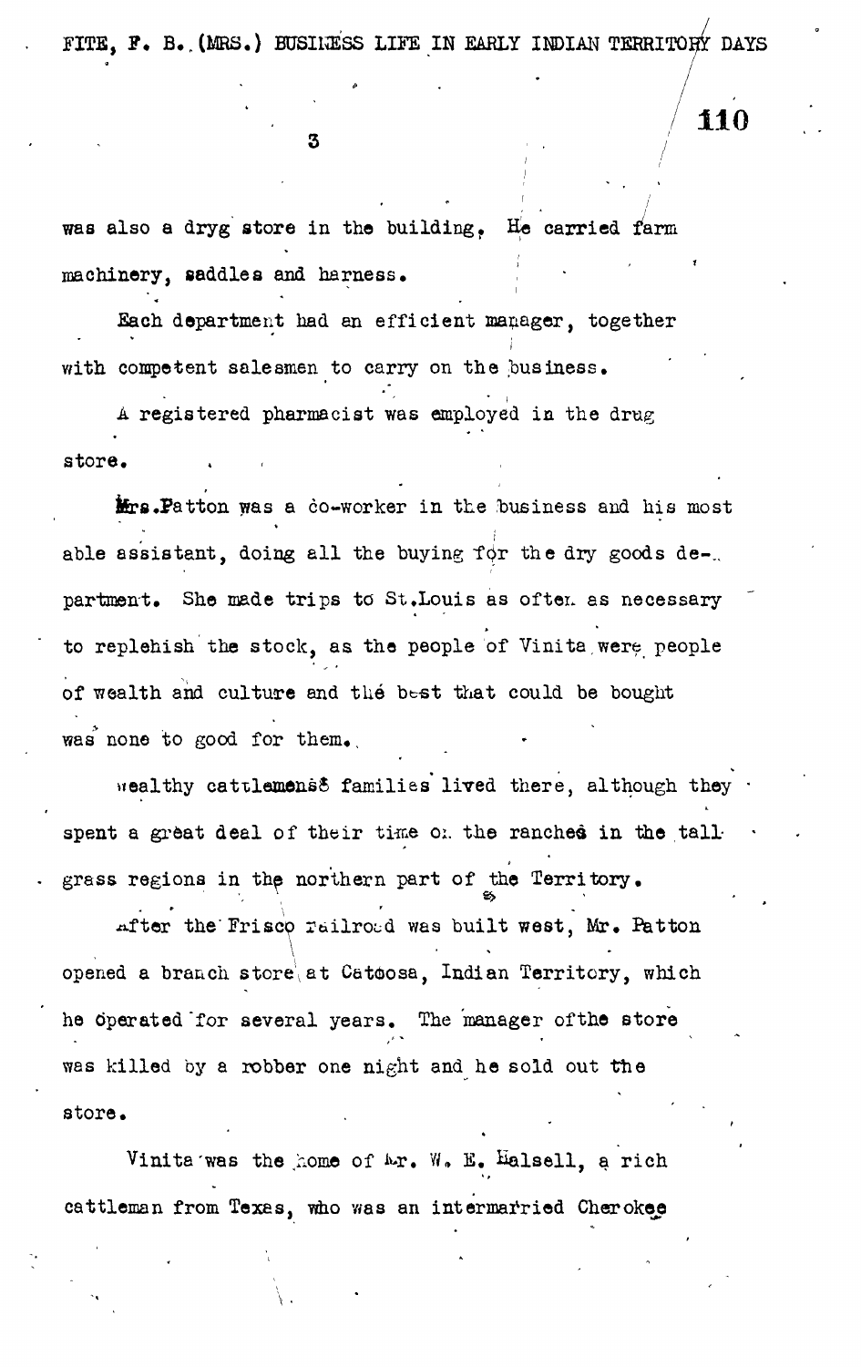was also a dryg store in the building, He carried farm machinery, saddles and harness.

Each department had an efficient manager, together with competent salesmen to carry on the business.

A registered pharmacist was employed in the drug store.

Mrs.Patton was a co-worker in the business and his most able assistant, doing all the buying for the dry goods department. She made trips to St.Louis as often as necessary to replehish the stock, as the people of Vinita were people of wealth and culture and the best that could be bought was none to good for them.

Wealthy cattlemens' families lived there, although they spent a great deal of their time on the ranches in the tall grass regions in the northern part of the Territory.

After the Frisco railroad was built west, Mr. Patton opened a branch store at Catoosa, Indian Territory, which he operated for several years. The manager ofthe store was killed by a robber one night and he sold out the store.

Vinita was the home of Mr. W. E. Halsell, a rich cattleman from Texas, who was an intermarried Cherokee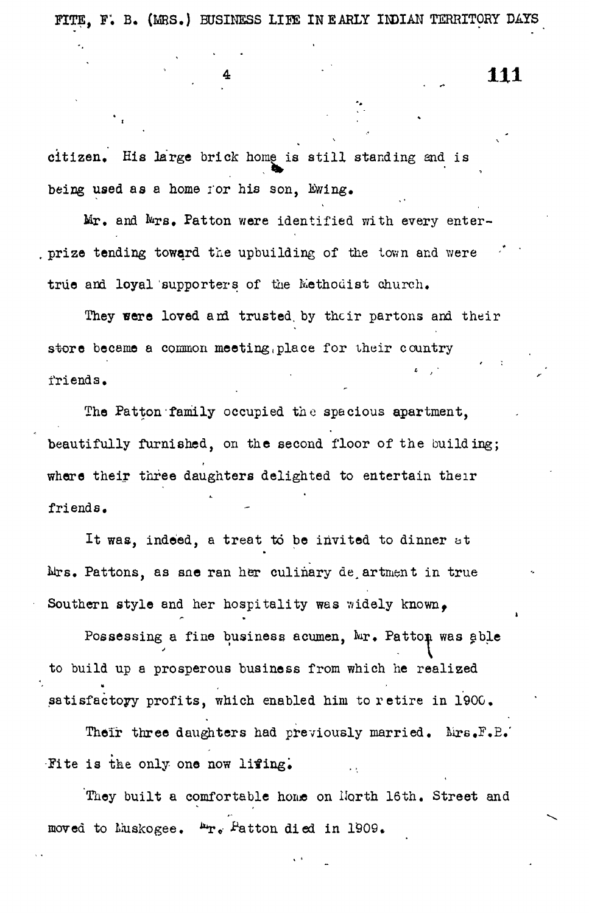citizen. His large brick home is still standing and is being used as a home for his son, Ewing.

Mr. and Mrs. Patton were identified with every enterprize tending toward the upbuilding of the town and were true and loyal supporters of the Methodist church.

They were loved and trusted by their partons and their store became a common meeting place for their country friends.

The Patton family occupied the spacious apartment, beautifully furnished, on the second floor of the building; where their three daughters delighted to entertain their friends.

It was, indeed, a treat to be invited to dinner at Mrs. Pattons, as she ran her culinary department in true Southern style and her hospitality was widely known,

Possessing a fine business acumen, Mr. Patton was able to build up a prosperous business from which he realized satisfactory profits, which enabled him to retire in 1900.

Their three daughters had previously married. Mrs. F.B. Fite is the only one now living.

They built a comfortable home on North 16th. Street and moved to Muskogee. Mr. Patton died in 1909.